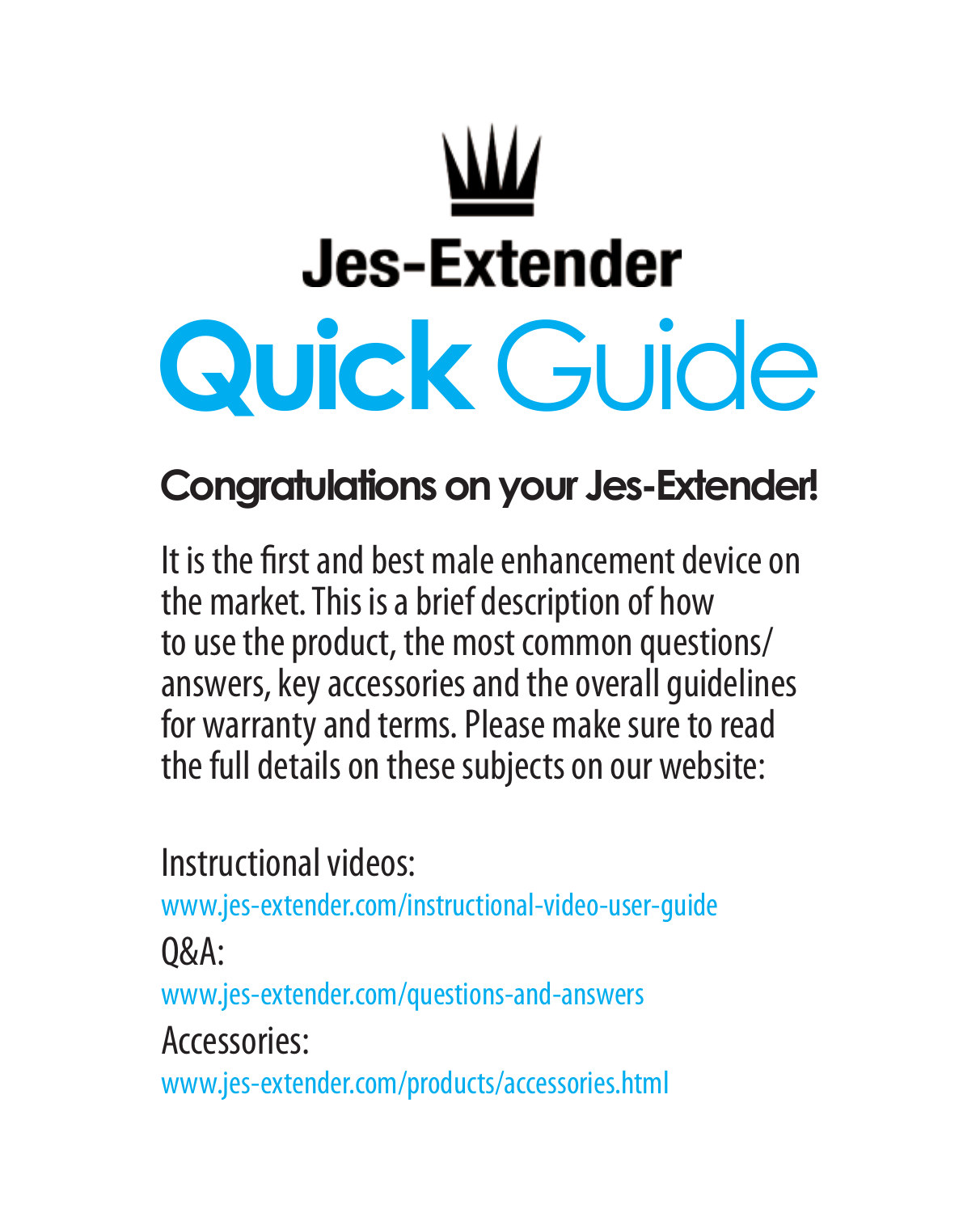# Jes-Extender

# Quick Guide

## Congratulations on your Jes-Extender!

It is the first and best male enhancement device on the market. This is a brief description of how to use the product, the most common questions/ answers, key accessories and the overall guidelines for warranty and terms. Please make sure to read the full details on these subjects on our website:

Instructional videos:
www.jes-extender.com/instructional-video-user-guide

Q&A:
www.jes-extender.com/questions-and-answers

Accessories:
www.jes-extender.com/products/accessories.html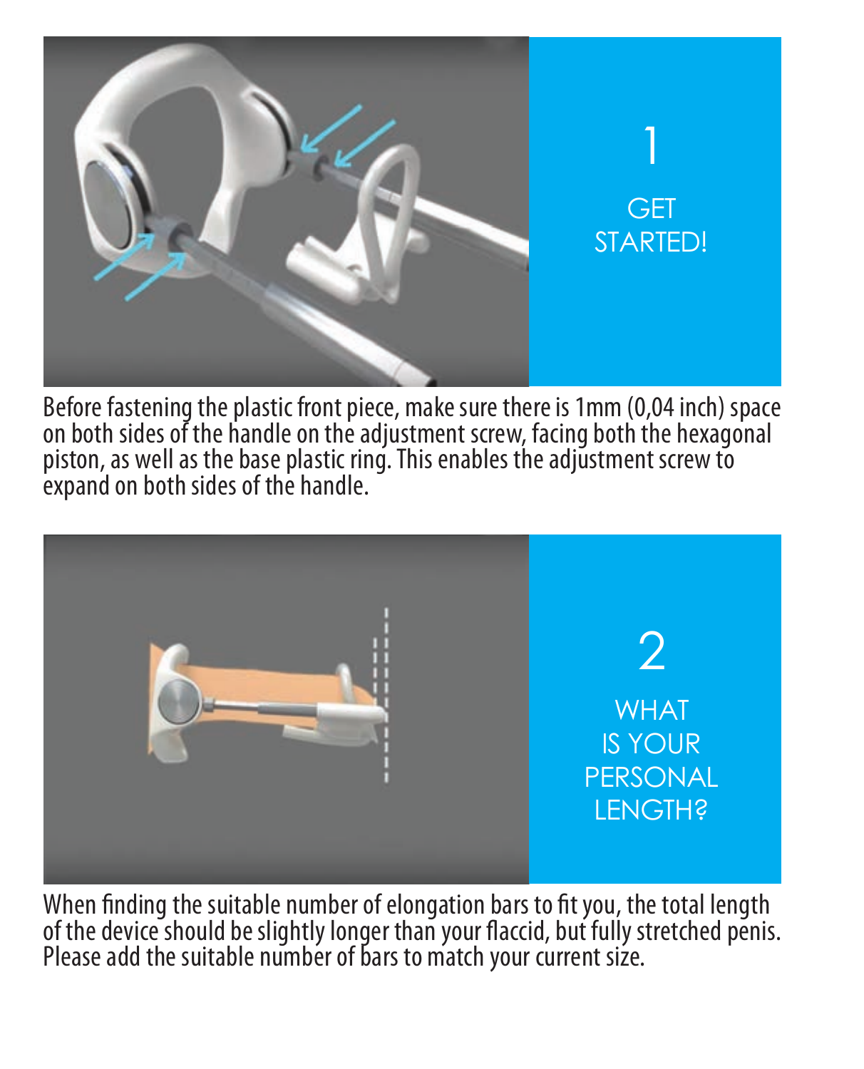## 1 GET STARTED!

Before fastening the plastic front piece, make sure there is 1mm (0,04 inch) space on both sides of the handle on the adjustment screw, facing both the hexagonal piston, as well as the base plastic ring. This enables the adjustment screw to expand on both sides of the handle.

## 2 WHAT IS YOUR PERSONAL LENGTH?

When finding the suitable number of elongation bars to fit you, the total length of the device should be slightly longer than your flaccid, but fully stretched penis. Please add the suitable number of bars to match your current size.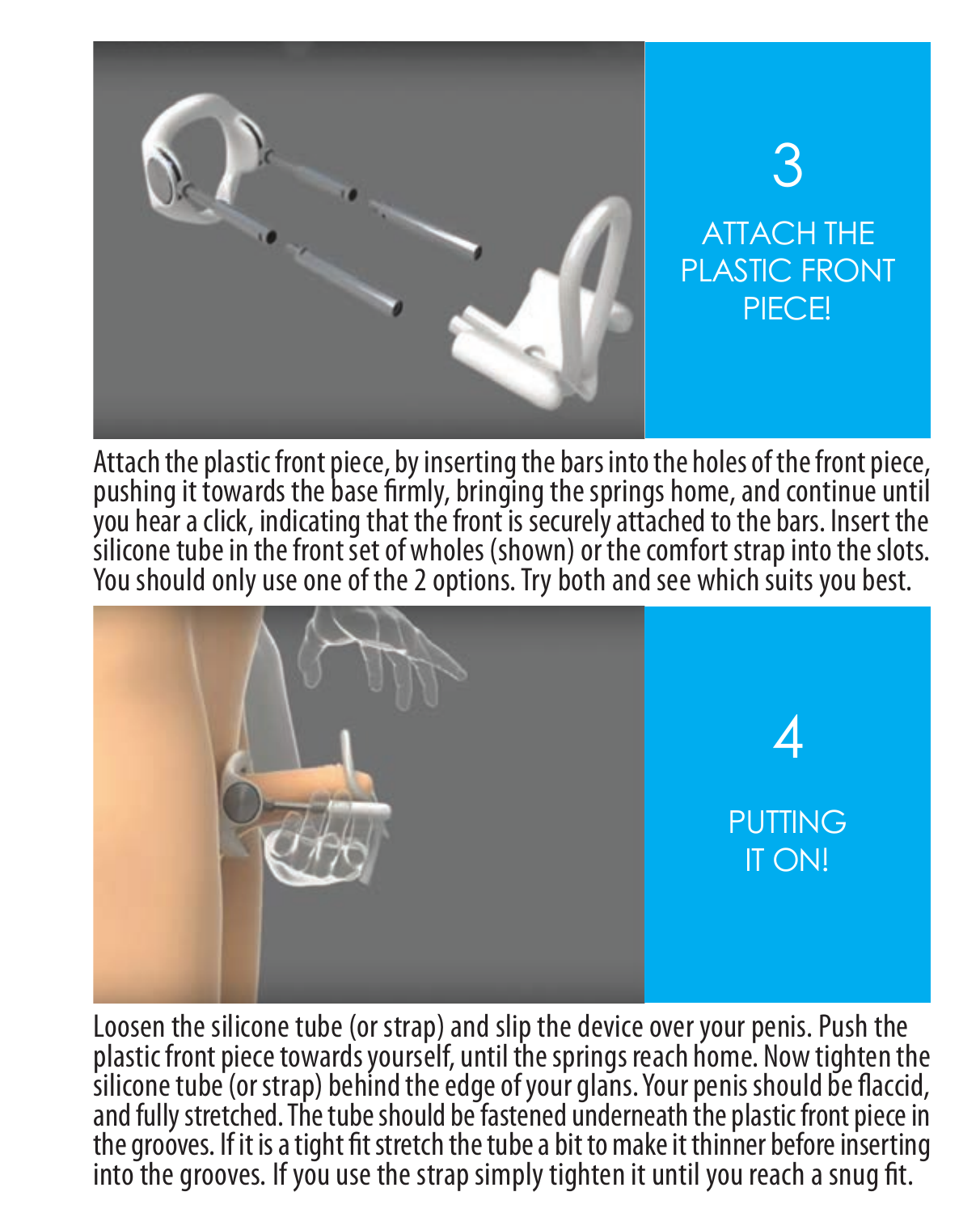## 3

## ATTACH THE PLASTIC FRONT PIECE!

Attach the plastic front piece, by inserting the bars into the holes of the front piece, pushing it towards the base firmly, bringing the springs home, and continue until you hear a click, indicating that the front is securely attached to the bars. Insert the silicone tube in the front set of wholes (shown) or the comfort strap into the slots. You should only use one of the 2 options. Try both and see which suits you best.

## 4

## PUTTING IT ON!

Loosen the silicone tube (or strap) and slip the device over your penis. Push the plastic front piece towards yourself, until the springs reach home. Now tighten the silicone tube (or strap) behind the edge of your glans. Your penis should be flaccid, and fully stretched. The tube should be fastened underneath the plastic front piece in the grooves. If it is a tight fit stretch the tube a bit to make it thinner before inserting into the grooves. If you use the strap simply tighten it until you reach a snug fit.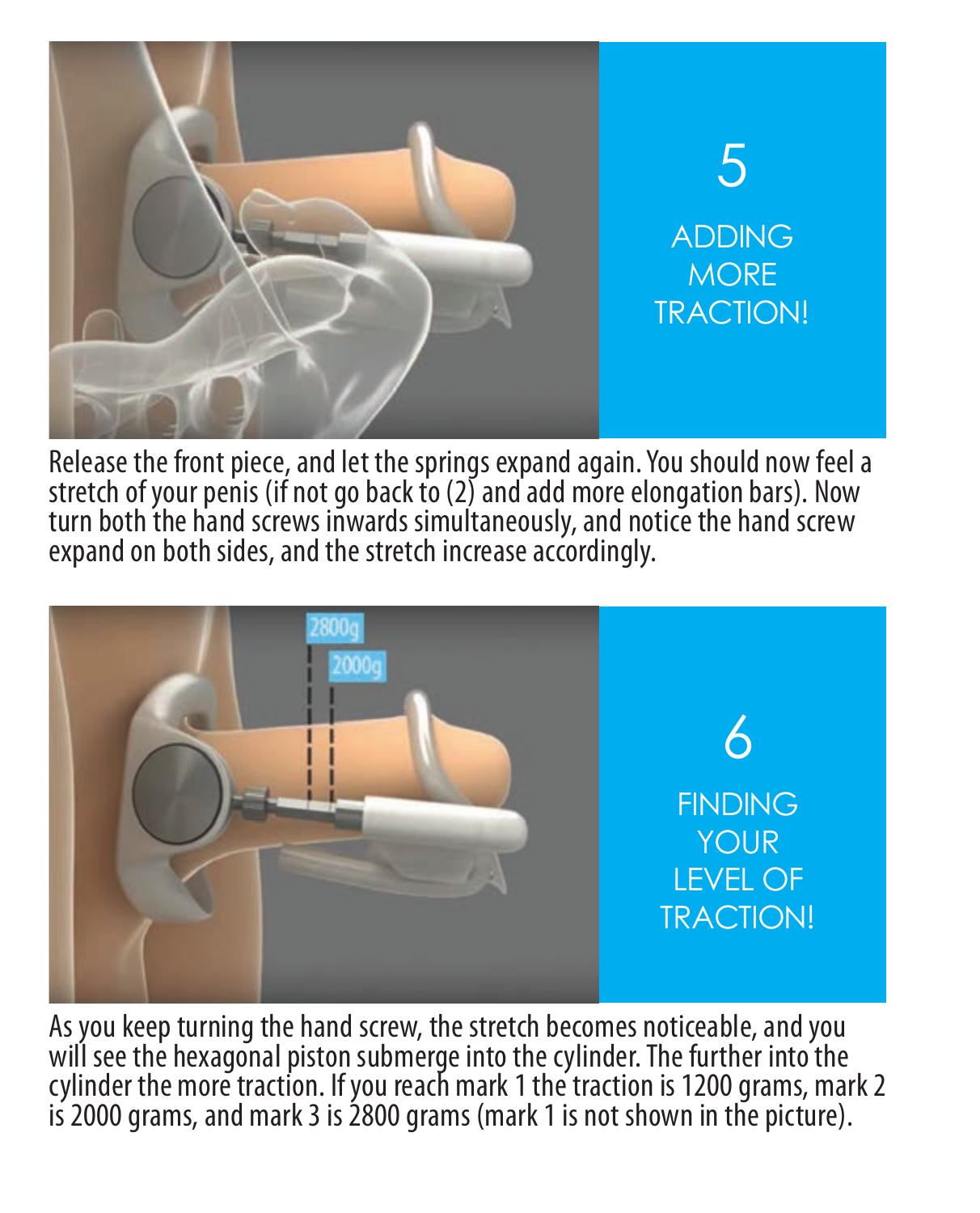## 5 ADDING MORE TRACTION!

Release the front piece, and let the springs expand again. You should now feel a stretch of your penis (if not go back to (2) and add more elongation bars). Now turn both the hand screws inwards simultaneously, and notice the hand screw expand on both sides, and the stretch increase accordingly.

## 6 FINDING YOUR LEVEL OF TRACTION!

2800g

2000g

As you keep turning the hand screw, the stretch becomes noticeable, and you will see the hexagonal piston submerge into the cylinder. The further into the cylinder the more traction. If you reach mark 1 the traction is 1200 grams, mark 2 is 2000 grams, and mark 3 is 2800 grams (mark 1 is not shown in the picture).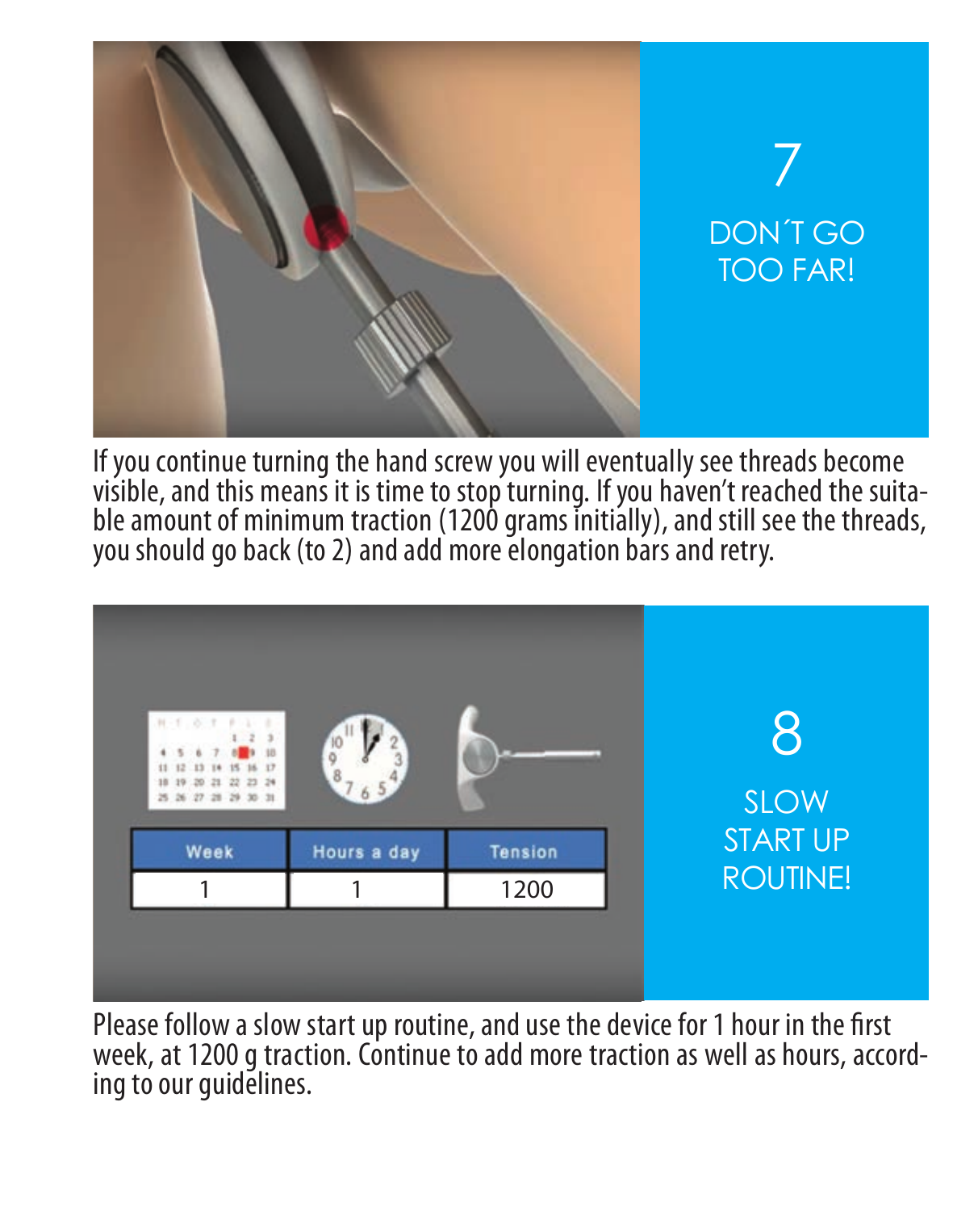## 7 DON´T GO TOO FAR!

If you continue turning the hand screw you will eventually see threads become visible, and this means it is time to stop turning. If you haven't reached the suitable amount of minimum traction (1200 grams initially), and still see the threads, you should go back (to 2) and add more elongation bars and retry.

## 8 SLOW START UP ROUTINE!

| Week | Hours a day | Tension |
|---|---|---|
| 1 | 1 | 1200 |

Please follow a slow start up routine, and use the device for 1 hour in the first week, at 1200 g traction. Continue to add more traction as well as hours, according to our guidelines.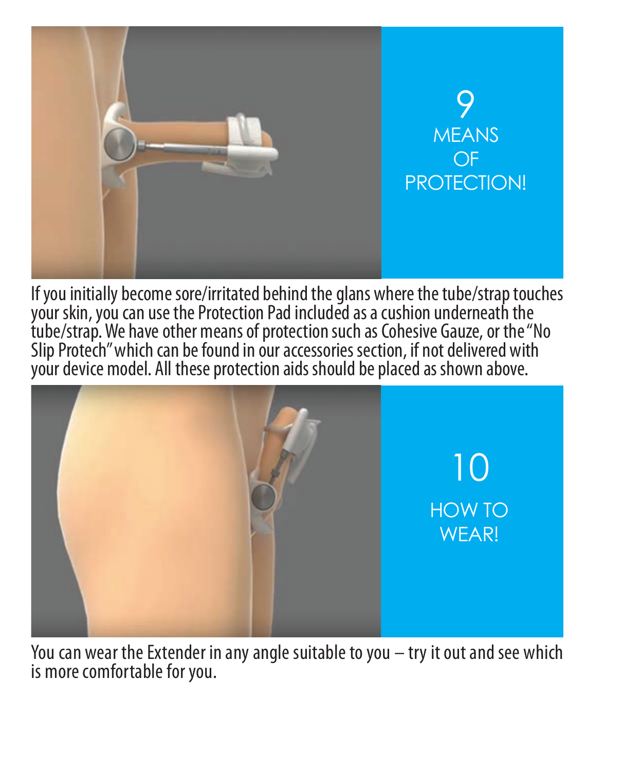## 9 MEANS OF PROTECTION!

If you initially become sore/irritated behind the glans where the tube/strap touches your skin, you can use the Protection Pad included as a cushion underneath the tube/strap. We have other means of protection such as Cohesive Gauze, or the "No Slip Protech" which can be found in our accessories section, if not delivered with your device model. All these protection aids should be placed as shown above.

## 10 HOW TO WEAR!

You can wear the Extender in any angle suitable to you – try it out and see which is more comfortable for you.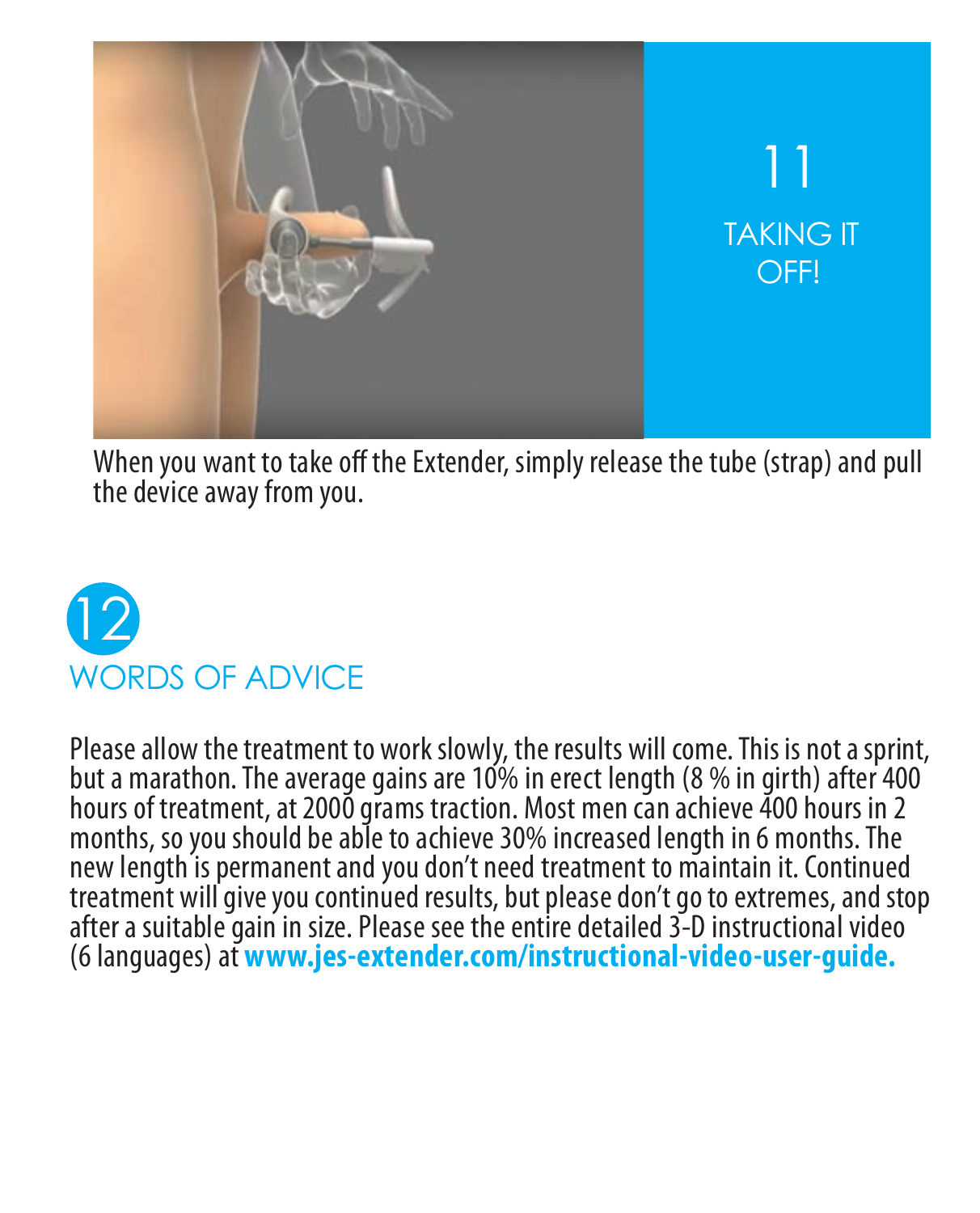## 11
## TAKING IT OFF!

When you want to take off the Extender, simply release the tube (strap) and pull the device away from you.

## 12
## WORDS OF ADVICE

Please allow the treatment to work slowly, the results will come. This is not a sprint, but a marathon. The average gains are 10% in erect length (8 % in girth) after 400 hours of treatment, at 2000 grams traction. Most men can achieve 400 hours in 2 months, so you should be able to achieve 30% increased length in 6 months. The new length is permanent and you don't need treatment to maintain it. Continued treatment will give you continued results, but please don't go to extremes, and stop after a suitable gain in size. Please see the entire detailed 3-D instructional video (6 languages) at **www.jes-extender.com/instructional-video-user-guide.**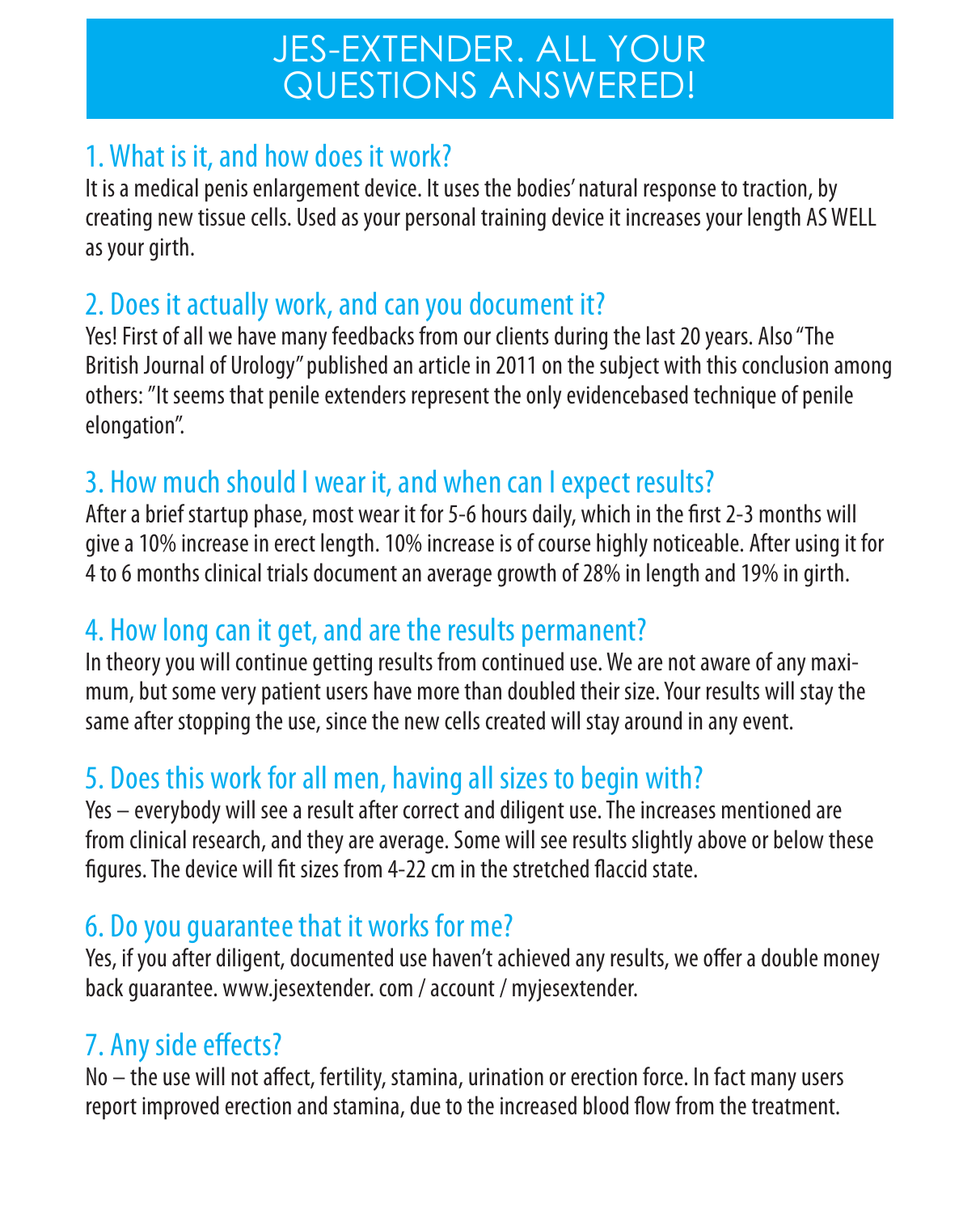# JES-EXTENDER. ALL YOUR QUESTIONS ANSWERED!

## 1. What is it, and how does it work?

It is a medical penis enlargement device. It uses the bodies' natural response to traction, by creating new tissue cells. Used as your personal training device it increases your length AS WELL as your girth.

## 2. Does it actually work, and can you document it?

Yes! First of all we have many feedbacks from our clients during the last 20 years. Also "The British Journal of Urology" published an article in 2011 on the subject with this conclusion among others: "It seems that penile extenders represent the only evidencebased technique of penile elongation".

## 3. How much should I wear it, and when can I expect results?

After a brief startup phase, most wear it for 5-6 hours daily, which in the first 2-3 months will give a 10% increase in erect length. 10% increase is of course highly noticeable. After using it for 4 to 6 months clinical trials document an average growth of 28% in length and 19% in girth.

## 4. How long can it get, and are the results permanent?

In theory you will continue getting results from continued use. We are not aware of any maximum, but some very patient users have more than doubled their size. Your results will stay the same after stopping the use, since the new cells created will stay around in any event.

## 5. Does this work for all men, having all sizes to begin with?

Yes – everybody will see a result after correct and diligent use. The increases mentioned are from clinical research, and they are average. Some will see results slightly above or below these figures. The device will fit sizes from 4-22 cm in the stretched flaccid state.

## 6. Do you guarantee that it works for me?

Yes, if you after diligent, documented use haven't achieved any results, we offer a double money back guarantee. www.jesextender. com / account / myjesextender.

## 7. Any side effects?

No – the use will not affect, fertility, stamina, urination or erection force. In fact many users report improved erection and stamina, due to the increased blood flow from the treatment.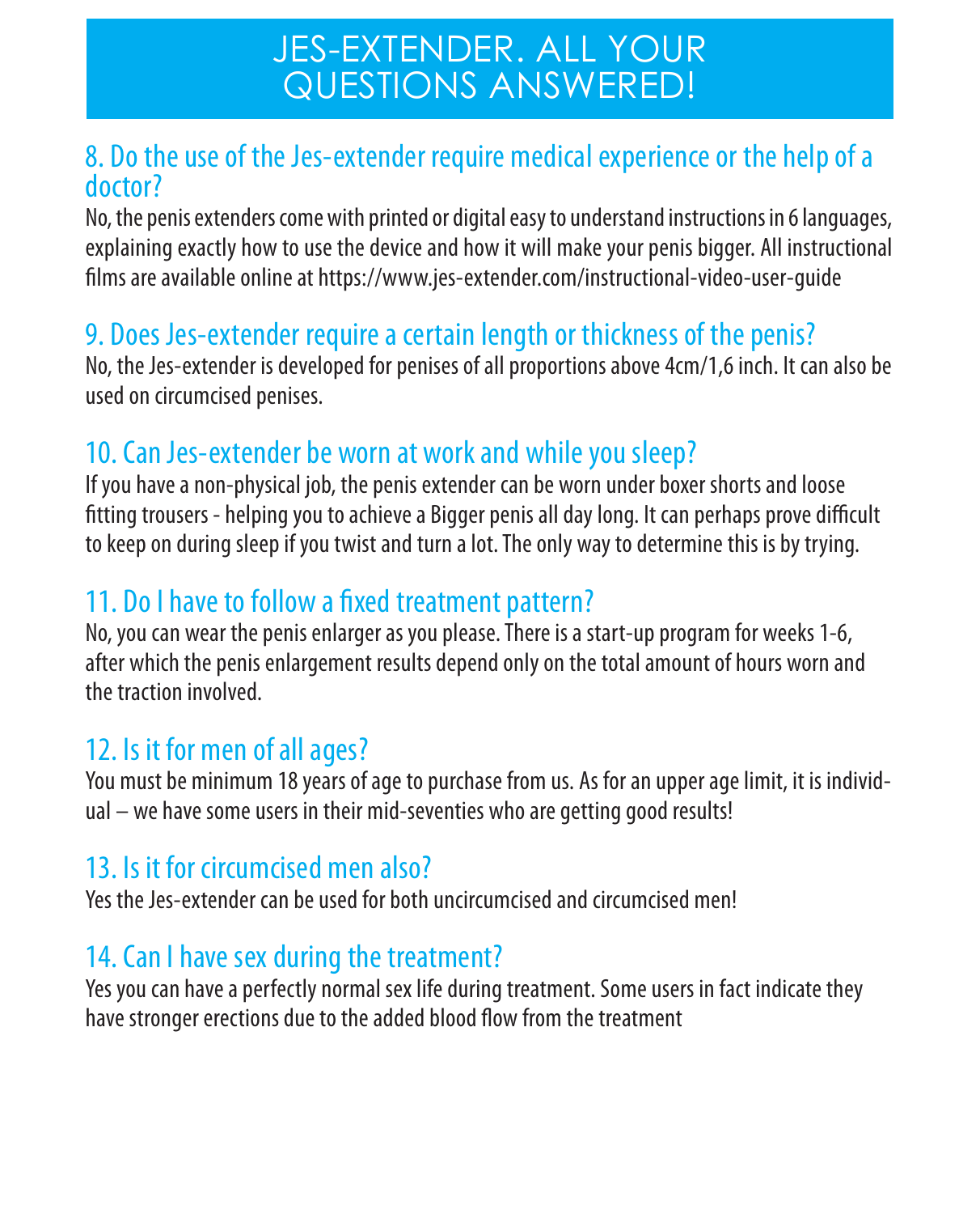# JES-EXTENDER. ALL YOUR QUESTIONS ANSWERED!

## 8. Do the use of the Jes-extender require medical experience or the help of a doctor?

No, the penis extenders come with printed or digital easy to understand instructions in 6 languages, explaining exactly how to use the device and how it will make your penis bigger. All instructional films are available online at https://www.jes-extender.com/instructional-video-user-guide

## 9. Does Jes-extender require a certain length or thickness of the penis?

No, the Jes-extender is developed for penises of all proportions above 4cm/1,6 inch. It can also be used on circumcised penises.

## 10. Can Jes-extender be worn at work and while you sleep?

If you have a non-physical job, the penis extender can be worn under boxer shorts and loose fitting trousers - helping you to achieve a Bigger penis all day long. It can perhaps prove difficult to keep on during sleep if you twist and turn a lot. The only way to determine this is by trying.

## 11. Do I have to follow a fixed treatment pattern?

No, you can wear the penis enlarger as you please. There is a start-up program for weeks 1-6, after which the penis enlargement results depend only on the total amount of hours worn and the traction involved.

## 12. Is it for men of all ages?

You must be minimum 18 years of age to purchase from us. As for an upper age limit, it is individual – we have some users in their mid-seventies who are getting good results!

## 13. Is it for circumcised men also?

Yes the Jes-extender can be used for both uncircumcised and circumcised men!

## 14. Can I have sex during the treatment?

Yes you can have a perfectly normal sex life during treatment. Some users in fact indicate they have stronger erections due to the added blood flow from the treatment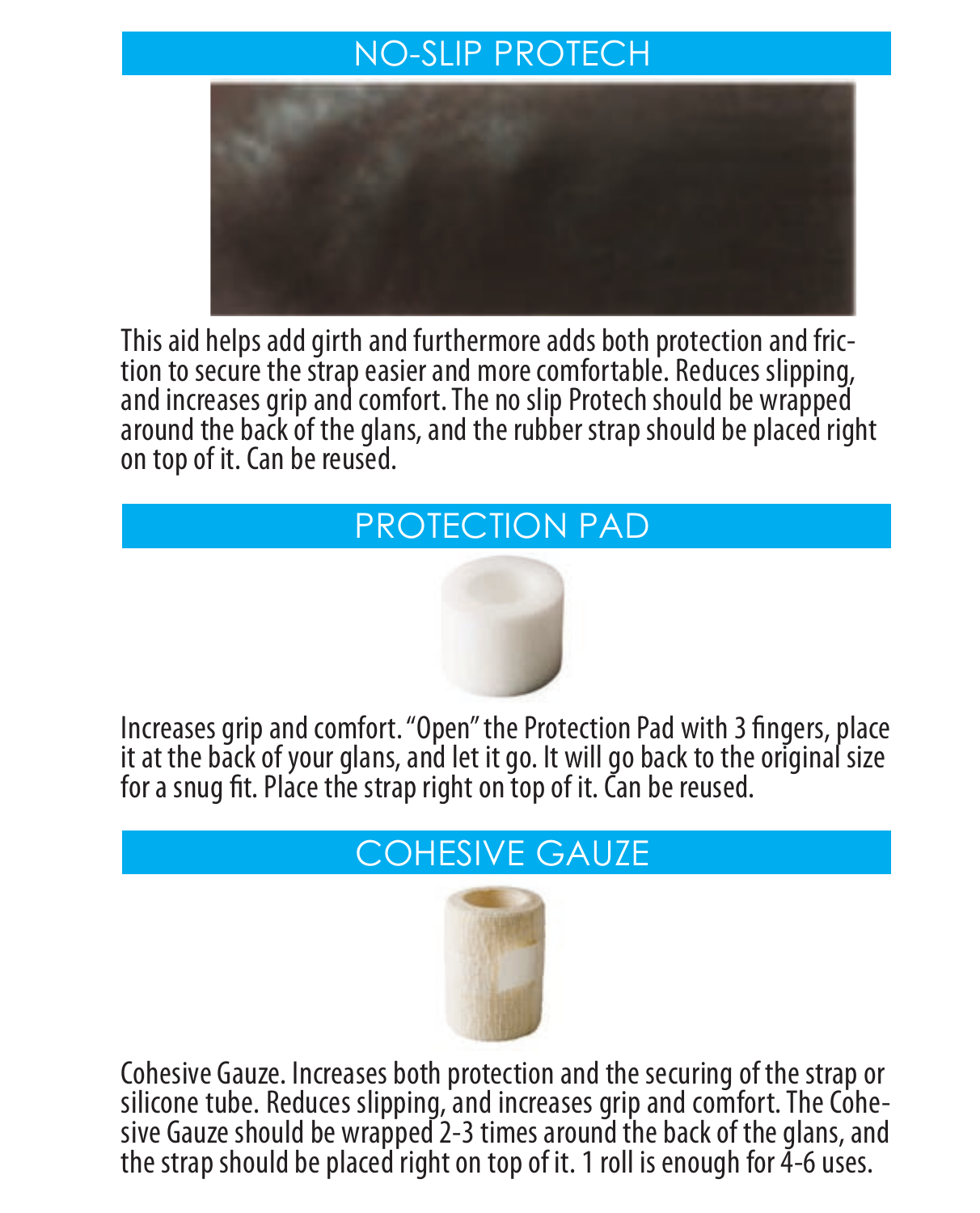## NO-SLIP PROTECH

This aid helps add girth and furthermore adds both protection and friction to secure the strap easier and more comfortable. Reduces slipping, and increases grip and comfort. The no slip Protech should be wrapped around the back of the glans, and the rubber strap should be placed right on top of it. Can be reused.

## PROTECTION PAD

Increases grip and comfort. "Open" the Protection Pad with 3 fingers, place it at the back of your glans, and let it go. It will go back to the original size for a snug fit. Place the strap right on top of it. Can be reused.

## COHESIVE GAUZE

Cohesive Gauze. Increases both protection and the securing of the strap or silicone tube. Reduces slipping, and increases grip and comfort. The Cohesive Gauze should be wrapped 2-3 times around the back of the glans, and the strap should be placed right on top of it. 1 roll is enough for 4-6 uses.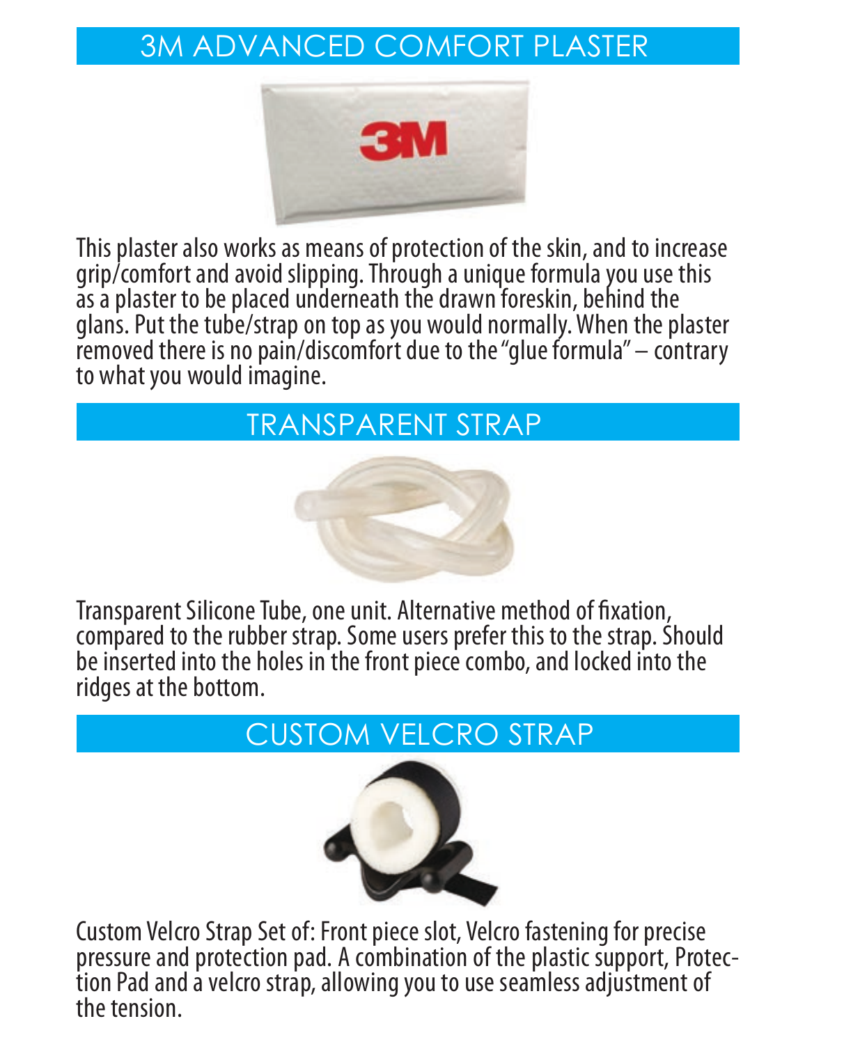## 3M ADVANCED COMFORT PLASTER

This plaster also works as means of protection of the skin, and to increase grip/comfort and avoid slipping. Through a unique formula you use this as a plaster to be placed underneath the drawn foreskin, behind the glans. Put the tube/strap on top as you would normally. When the plaster removed there is no pain/discomfort due to the "glue formula" – contrary to what you would imagine.

## TRANSPARENT STRAP

Transparent Silicone Tube, one unit. Alternative method of fixation, compared to the rubber strap. Some users prefer this to the strap. Should be inserted into the holes in the front piece combo, and locked into the ridges at the bottom.

## CUSTOM VELCRO STRAP

Custom Velcro Strap Set of: Front piece slot, Velcro fastening for precise pressure and protection pad. A combination of the plastic support, Protection Pad and a velcro strap, allowing you to use seamless adjustment of the tension.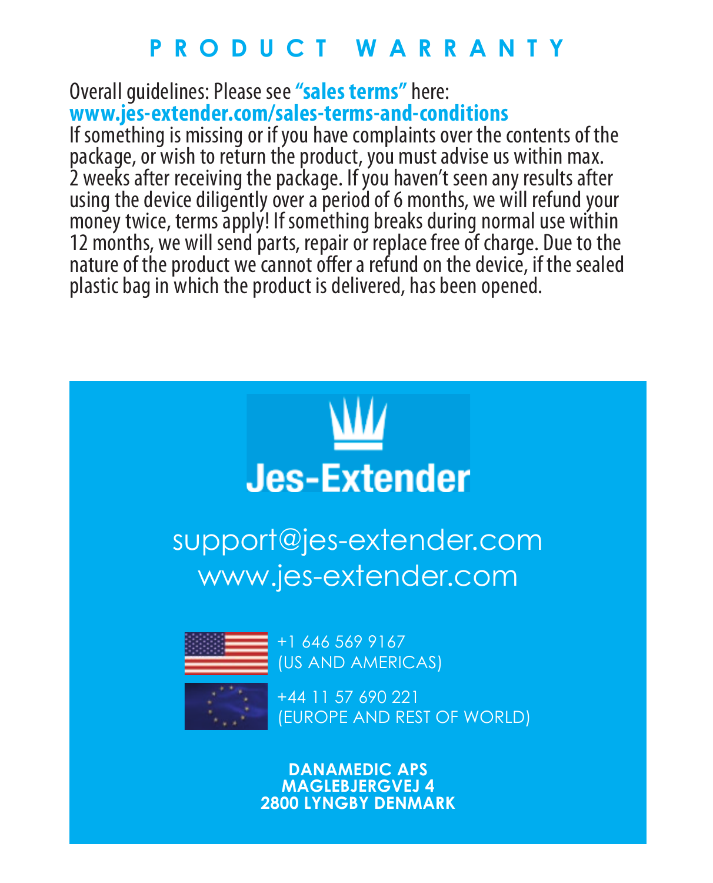# PRODUCT WARRANTY

Overall guidelines: Please see **"sales terms"** here:
**www.jes-extender.com/sales-terms-and-conditions**
If something is missing or if you have complaints over the contents of the package, or wish to return the product, you must advise us within max. 2 weeks after receiving the package. If you haven't seen any results after using the device diligently over a period of 6 months, we will refund your money twice, terms apply! If something breaks during normal use within 12 months, we will send parts, repair or replace free of charge. Due to the nature of the product we cannot offer a refund on the device, if the sealed plastic bag in which the product is delivered, has been opened.

Jes-Extender

support@jes-extender.com
www.jes-extender.com

+1 646 569 9167
(US AND AMERICAS)

+44 11 57 690 221
(EUROPE AND REST OF WORLD)

**DANAMEDIC APS**
**MAGLEBJERGVEJ 4**
**2800 LYNGBY DENMARK**